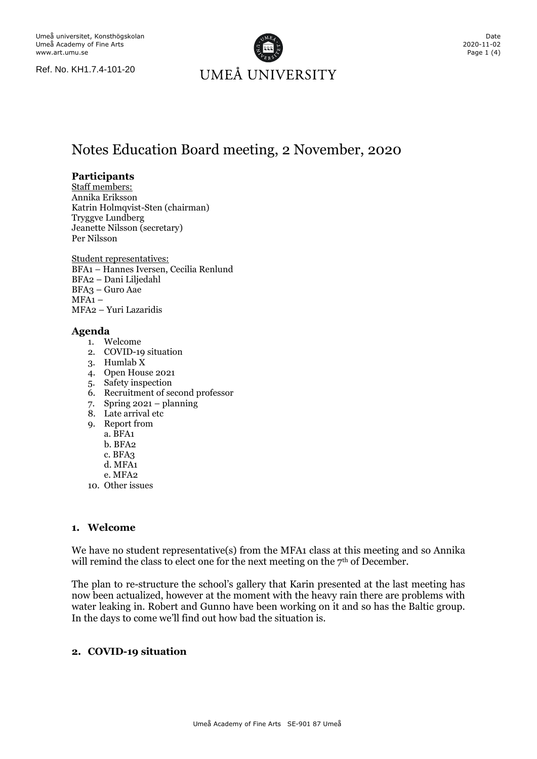Umeå universitet, Konsthögskolan
Umeå Academy of Fine Arts
www.art.umu.se

Ref. No. KH1.7.4-101-20

Date
2020-11-02

# Notes Education Board meeting, 2 November, 2020

### Participants

Staff members:
Annika Eriksson
Katrin Holmqvist-Sten (chairman)
Tryggve Lundberg
Jeanette Nilsson (secretary)
Per Nilsson

Student representatives:
BFA1 – Hannes Iversen, Cecilia Renlund
BFA2 – Dani Liljedahl
BFA3 – Guro Aae
MFA1 –
MFA2 – Yuri Lazaridis

### Agenda

1. Welcome
2. COVID-19 situation
3. Humlab X
4. Open House 2021
5. Safety inspection
6. Recruitment of second professor
7. Spring 2021 – planning
8. Late arrival etc
9. Report from
   a. BFA1
   b. BFA2
   c. BFA3
   d. MFA1
   e. MFA2
10. Other issues

### 1. Welcome

We have no student representative(s) from the MFA1 class at this meeting and so Annika will remind the class to elect one for the next meeting on the 7th of December.

The plan to re-structure the school's gallery that Karin presented at the last meeting has now been actualized, however at the moment with the heavy rain there are problems with water leaking in. Robert and Gunno have been working on it and so has the Baltic group. In the days to come we'll find out how bad the situation is.

### 2. COVID-19 situation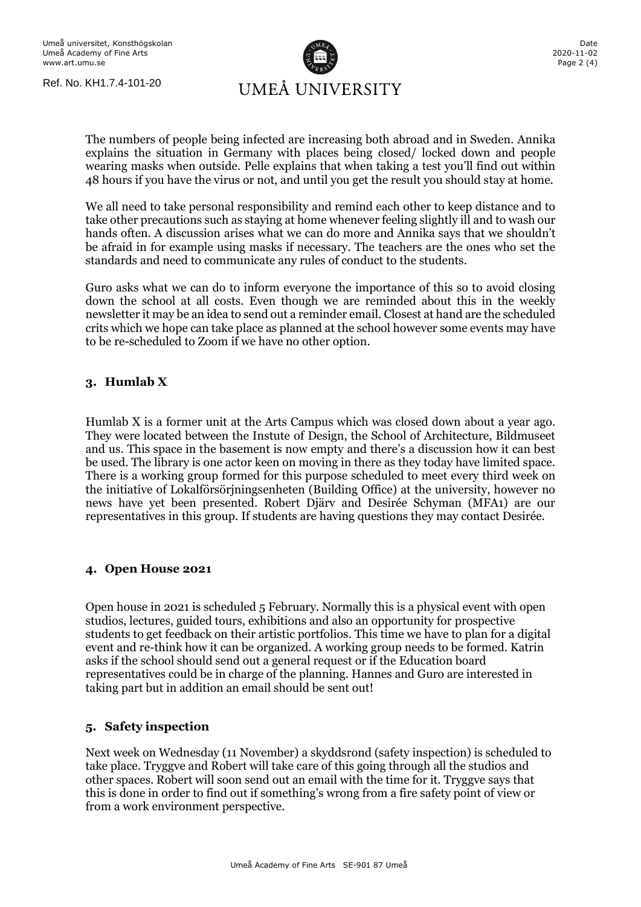The numbers of people being infected are increasing both abroad and in Sweden. Annika explains the situation in Germany with places being closed/ locked down and people wearing masks when outside. Pelle explains that when taking a test you'll find out within 48 hours if you have the virus or not, and until you get the result you should stay at home.

We all need to take personal responsibility and remind each other to keep distance and to take other precautions such as staying at home whenever feeling slightly ill and to wash our hands often. A discussion arises what we can do more and Annika says that we shouldn't be afraid in for example using masks if necessary. The teachers are the ones who set the standards and need to communicate any rules of conduct to the students.

Guro asks what we can do to inform everyone the importance of this so to avoid closing down the school at all costs. Even though we are reminded about this in the weekly newsletter it may be an idea to send out a reminder email. Closest at hand are the scheduled crits which we hope can take place as planned at the school however some events may have to be re-scheduled to Zoom if we have no other option.

## 3. Humlab X

Humlab X is a former unit at the Arts Campus which was closed down about a year ago. They were located between the Instute of Design, the School of Architecture, Bildmuseet and us. This space in the basement is now empty and there's a discussion how it can best be used. The library is one actor keen on moving in there as they today have limited space. There is a working group formed for this purpose scheduled to meet every third week on the initiative of Lokalförsörjningsenheten (Building Office) at the university, however no news have yet been presented. Robert Djärv and Desirée Schyman (MFA1) are our representatives in this group. If students are having questions they may contact Desirée.

## 4. Open House 2021

Open house in 2021 is scheduled 5 February. Normally this is a physical event with open studios, lectures, guided tours, exhibitions and also an opportunity for prospective students to get feedback on their artistic portfolios. This time we have to plan for a digital event and re-think how it can be organized. A working group needs to be formed. Katrin asks if the school should send out a general request or if the Education board representatives could be in charge of the planning. Hannes and Guro are interested in taking part but in addition an email should be sent out!

## 5. Safety inspection

Next week on Wednesday (11 November) a skyddsrond (safety inspection) is scheduled to take place. Tryggve and Robert will take care of this going through all the studios and other spaces. Robert will soon send out an email with the time for it. Tryggve says that this is done in order to find out if something's wrong from a fire safety point of view or from a work environment perspective.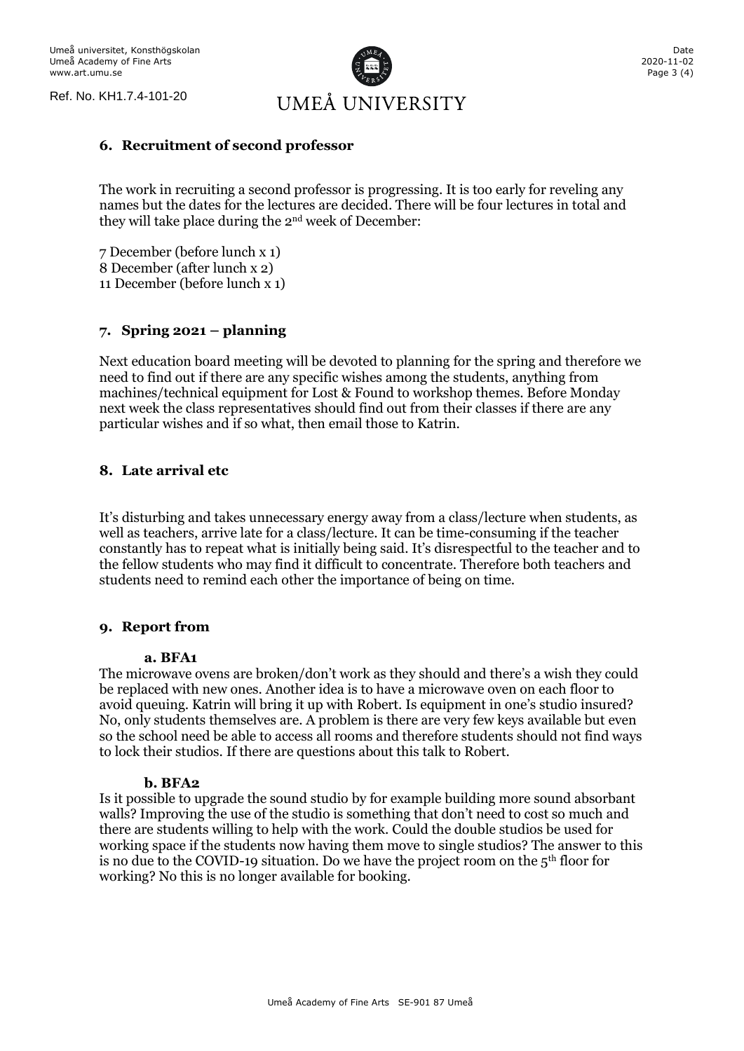Ref. No. KH1.7.4-101-20

## 6. Recruitment of second professor

The work in recruiting a second professor is progressing. It is too early for reveling any names but the dates for the lectures are decided. There will be four lectures in total and they will take place during the 2nd week of December:

7 December (before lunch x 1)
8 December (after lunch x 2)
11 December (before lunch x 1)

## 7. Spring 2021 – planning

Next education board meeting will be devoted to planning for the spring and therefore we need to find out if there are any specific wishes among the students, anything from machines/technical equipment for Lost & Found to workshop themes. Before Monday next week the class representatives should find out from their classes if there are any particular wishes and if so what, then email those to Katrin.

## 8. Late arrival etc

It's disturbing and takes unnecessary energy away from a class/lecture when students, as well as teachers, arrive late for a class/lecture. It can be time-consuming if the teacher constantly has to repeat what is initially being said. It's disrespectful to the teacher and to the fellow students who may find it difficult to concentrate. Therefore both teachers and students need to remind each other the importance of being on time.

## 9. Report from

### a. BFA1

The microwave ovens are broken/don't work as they should and there's a wish they could be replaced with new ones. Another idea is to have a microwave oven on each floor to avoid queuing. Katrin will bring it up with Robert. Is equipment in one's studio insured? No, only students themselves are. A problem is there are very few keys available but even so the school need be able to access all rooms and therefore students should not find ways to lock their studios. If there are questions about this talk to Robert.

### b. BFA2

Is it possible to upgrade the sound studio by for example building more sound absorbant walls? Improving the use of the studio is something that don't need to cost so much and there are students willing to help with the work. Could the double studios be used for working space if the students now having them move to single studios? The answer to this is no due to the COVID-19 situation. Do we have the project room on the 5th floor for working? No this is no longer available for booking.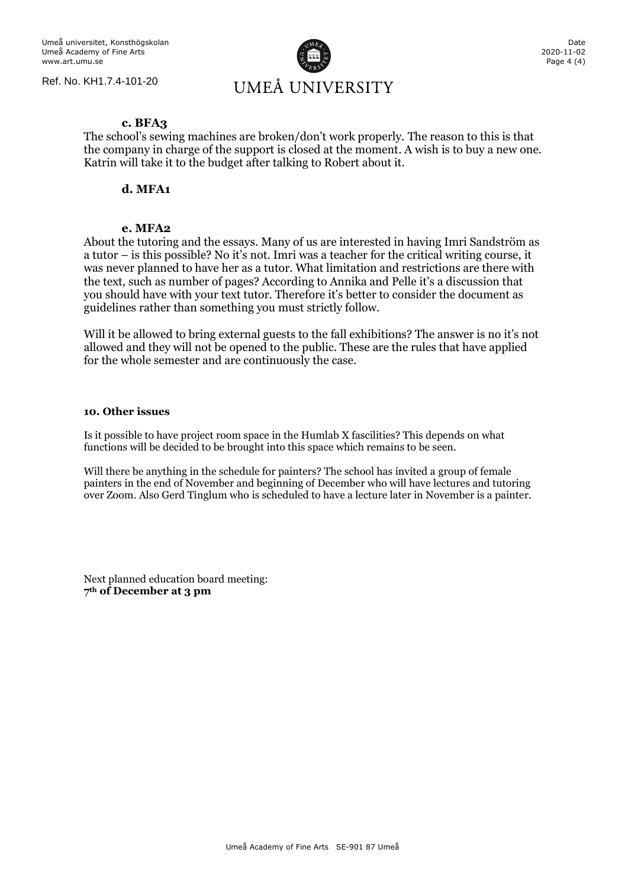### c. BFA3

The school's sewing machines are broken/don't work properly. The reason to this is that the company in charge of the support is closed at the moment. A wish is to buy a new one. Katrin will take it to the budget after talking to Robert about it.

### d. MFA1

### e. MFA2

About the tutoring and the essays. Many of us are interested in having Imri Sandström as a tutor – is this possible? No it's not. Imri was a teacher for the critical writing course, it was never planned to have her as a tutor. What limitation and restrictions are there with the text, such as number of pages? According to Annika and Pelle it's a discussion that you should have with your text tutor. Therefore it's better to consider the document as guidelines rather than something you must strictly follow.

Will it be allowed to bring external guests to the fall exhibitions? The answer is no it's not allowed and they will not be opened to the public. These are the rules that have applied for the whole semester and are continuously the case.

#### 10. Other issues

Is it possible to have project room space in the Humlab X fascilities? This depends on what functions will be decided to be brought into this space which remains to be seen.

Will there be anything in the schedule for painters? The school has invited a group of female painters in the end of November and beginning of December who will have lectures and tutoring over Zoom. Also Gerd Tinglum who is scheduled to have a lecture later in November is a painter.

Next planned education board meeting:
**7th of December at 3 pm**